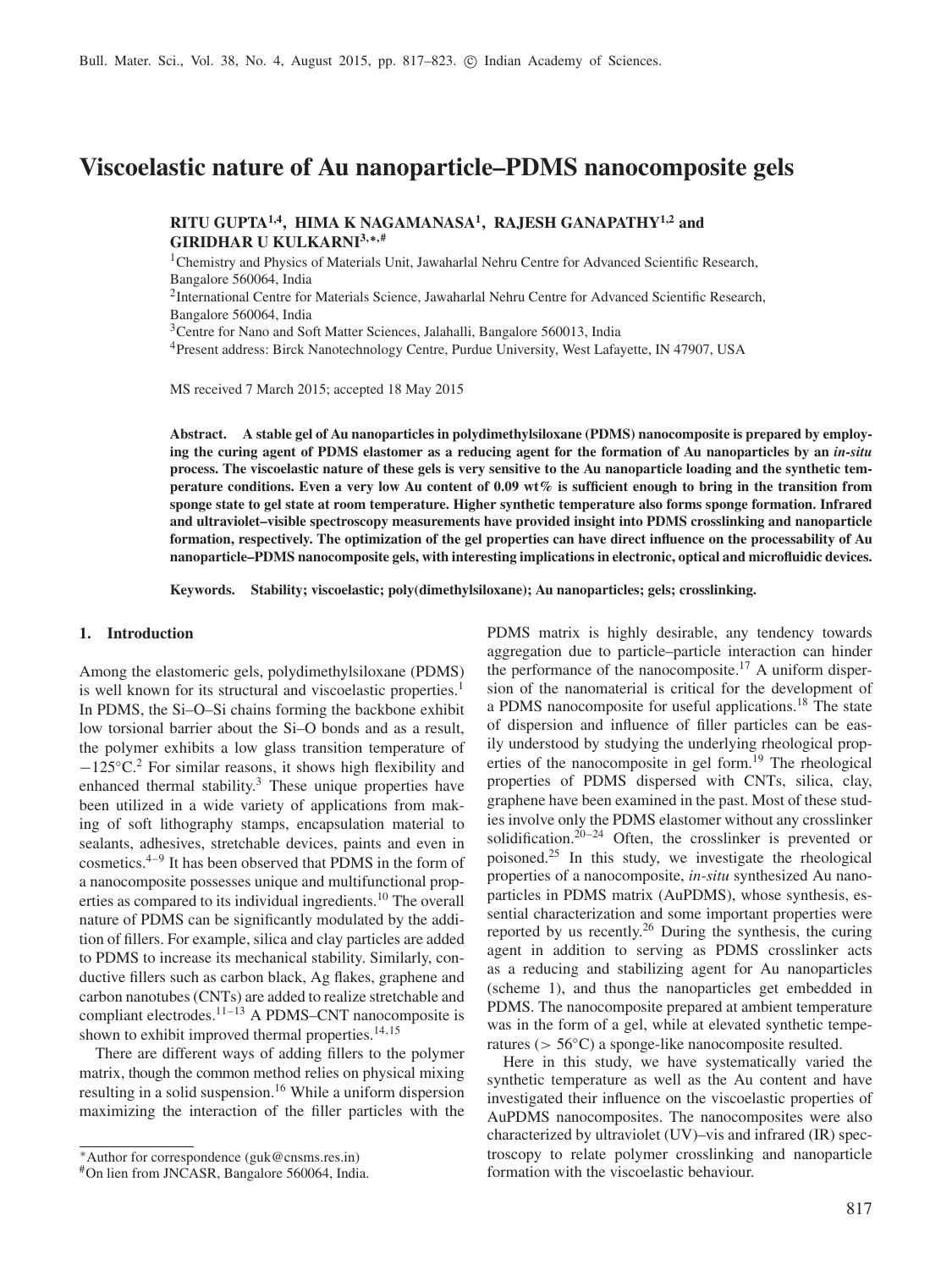# Viscoelastic nature of Au nanoparticle–PDMS nanocomposite gels

**RITU GUPTA[1,4], HIMA K NAGAMANASA[1], RAJESH GANAPATHY[1,2] and GIRIDHAR U KULKARNI[3,*,#]**

[1]Chemistry and Physics of Materials Unit, Jawaharlal Nehru Centre for Advanced Scientific Research, Bangalore 560064, India

[2]International Centre for Materials Science, Jawaharlal Nehru Centre for Advanced Scientific Research, Bangalore 560064, India

[3]Centre for Nano and Soft Matter Sciences, Jalahalli, Bangalore 560013, India

[4]Present address: Birck Nanotechnology Centre, Purdue University, West Lafayette, IN 47907, USA

MS received 7 March 2015; accepted 18 May 2015

**Abstract. A stable gel of Au nanoparticles in polydimethylsiloxane (PDMS) nanocomposite is prepared by employing the curing agent of PDMS elastomer as a reducing agent for the formation of Au nanoparticles by an *in-situ* process. The viscoelastic nature of these gels is very sensitive to the Au nanoparticle loading and the synthetic temperature conditions. Even a very low Au content of 0.09 wt% is sufficient enough to bring in the transition from sponge state to gel state at room temperature. Higher synthetic temperature also forms sponge formation. Infrared and ultraviolet–visible spectroscopy measurements have provided insight into PDMS crosslinking and nanoparticle formation, respectively. The optimization of the gel properties can have direct influence on the processability of Au nanoparticle–PDMS nanocomposite gels, with interesting implications in electronic, optical and microfluidic devices.**

**Keywords.** Stability; viscoelastic; poly(dimethylsiloxane); Au nanoparticles; gels; crosslinking.

## 1. Introduction

Among the elastomeric gels, polydimethylsiloxane (PDMS) is well known for its structural and viscoelastic properties.[1] In PDMS, the Si–O–Si chains forming the backbone exhibit low torsional barrier about the Si–O bonds and as a result, the polymer exhibits a low glass transition temperature of $-125^\circ$C.[2] For similar reasons, it shows high flexibility and enhanced thermal stability.[3] These unique properties have been utilized in a wide variety of applications from making of soft lithography stamps, encapsulation material to sealants, adhesives, stretchable devices, paints and even in cosmetics.[4–9] It has been observed that PDMS in the form of a nanocomposite possesses unique and multifunctional properties as compared to its individual ingredients.[10] The overall nature of PDMS can be significantly modulated by the addition of fillers. For example, silica and clay particles are added to PDMS to increase its mechanical stability. Similarly, conductive fillers such as carbon black, Ag flakes, graphene and carbon nanotubes (CNTs) are added to realize stretchable and compliant electrodes.[11–13] A PDMS–CNT nanocomposite is shown to exhibit improved thermal properties.[14,15]

There are different ways of adding fillers to the polymer matrix, though the common method relies on physical mixing resulting in a solid suspension.[16] While a uniform dispersion maximizing the interaction of the filler particles with the PDMS matrix is highly desirable, any tendency towards aggregation due to particle–particle interaction can hinder the performance of the nanocomposite.[17] A uniform dispersion of the nanomaterial is critical for the development of a PDMS nanocomposite for useful applications.[18] The state of dispersion and influence of filler particles can be easily understood by studying the underlying rheological properties of the nanocomposite in gel form.[19] The rheological properties of PDMS dispersed with CNTs, silica, clay, graphene have been examined in the past. Most of these studies involve only the PDMS elastomer without any crosslinker solidification.[20–24] Often, the crosslinker is prevented or poisoned.[25] In this study, we investigate the rheological properties of a nanocomposite, *in-situ* synthesized Au nanoparticles in PDMS matrix (AuPDMS), whose synthesis, essential characterization and some important properties were reported by us recently.[26] During the synthesis, the curing agent in addition to serving as PDMS crosslinker acts as a reducing and stabilizing agent for Au nanoparticles (scheme 1), and thus the nanoparticles get embedded in PDMS. The nanocomposite prepared at ambient temperature was in the form of a gel, while at elevated synthetic temperatures ($> 56^\circ$C) a sponge-like nanocomposite resulted.

Here in this study, we have systematically varied the synthetic temperature as well as the Au content and have investigated their influence on the viscoelastic properties of AuPDMS nanocomposites. The nanocomposites were also characterized by ultraviolet (UV)–vis and infrared (IR) spectroscopy to relate polymer crosslinking and nanoparticle formation with the viscoelastic behaviour.

---

*Author for correspondence (guk@cnsms.res.in)

#On lien from JNCASR, Bangalore 560064, India.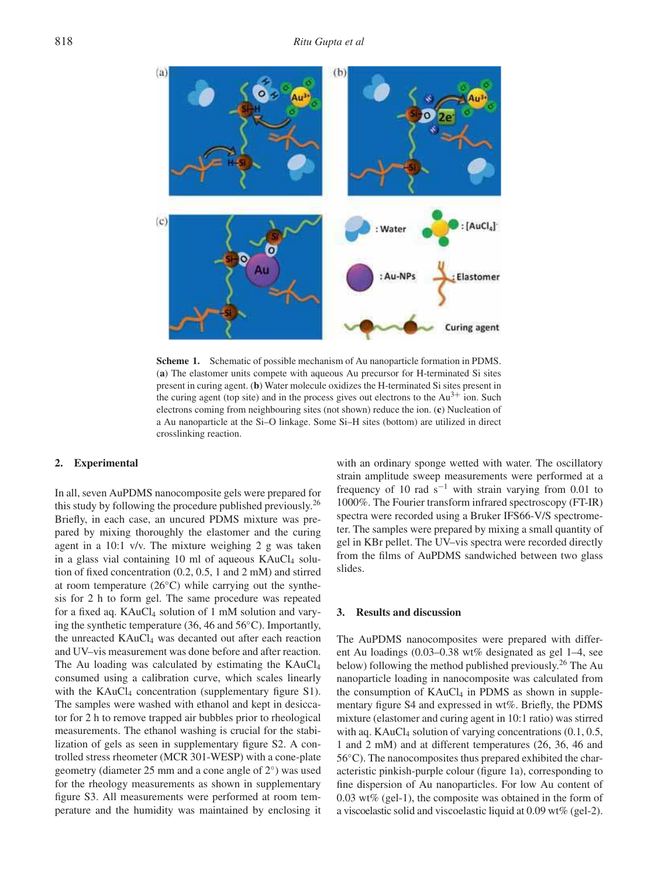**Scheme 1.** Schematic of possible mechanism of Au nanoparticle formation in PDMS. (**a**) The elastomer units compete with aqueous Au precursor for H-terminated Si sites present in curing agent. (**b**) Water molecule oxidizes the H-terminated Si sites present in the curing agent (top site) and in the process gives out electrons to the $Au^{3+}$ ion. Such electrons coming from neighbouring sites (not shown) reduce the ion. (**c**) Nucleation of a Au nanoparticle at the Si–O linkage. Some Si–H sites (bottom) are utilized in direct crosslinking reaction.

## 2. Experimental

In all, seven AuPDMS nanocomposite gels were prepared for this study by following the procedure published previously.[26] Briefly, in each case, an uncured PDMS mixture was prepared by mixing thoroughly the elastomer and the curing agent in a 10:1 v/v. The mixture weighing 2 g was taken in a glass vial containing 10 ml of aqueous $KAuCl_4$ solution of fixed concentration (0.2, 0.5, 1 and 2 mM) and stirred at room temperature (26°C) while carrying out the synthesis for 2 h to form gel. The same procedure was repeated for a fixed aq. $KAuCl_4$ solution of 1 mM solution and varying the synthetic temperature (36, 46 and 56°C). Importantly, the unreacted $KAuCl_4$ was decanted out after each reaction and UV–vis measurement was done before and after reaction. The Au loading was calculated by estimating the $KAuCl_4$ consumed using a calibration curve, which scales linearly with the $KAuCl_4$ concentration (supplementary figure S1). The samples were washed with ethanol and kept in desiccator for 2 h to remove trapped air bubbles prior to rheological measurements. The ethanol washing is crucial for the stabilization of gels as seen in supplementary figure S2. A controlled stress rheometer (MCR 301-WESP) with a cone-plate geometry (diameter 25 mm and a cone angle of 2°) was used for the rheology measurements as shown in supplementary figure S3. All measurements were performed at room temperature and the humidity was maintained by enclosing it with an ordinary sponge wetted with water. The oscillatory strain amplitude sweep measurements were performed at a frequency of 10 rad $s^{-1}$ with strain varying from 0.01 to 1000%. The Fourier transform infrared spectroscopy (FT-IR) spectra were recorded using a Bruker IFS66-V/S spectrometer. The samples were prepared by mixing a small quantity of gel in KBr pellet. The UV–vis spectra were recorded directly from the films of AuPDMS sandwiched between two glass slides.

## 3. Results and discussion

The AuPDMS nanocomposites were prepared with different Au loadings (0.03–0.38 wt% designated as gel 1–4, see below) following the method published previously.[26] The Au nanoparticle loading in nanocomposite was calculated from the consumption of $KAuCl_4$ in PDMS as shown in supplementary figure S4 and expressed in wt%. Briefly, the PDMS mixture (elastomer and curing agent in 10:1 ratio) was stirred with aq. $KAuCl_4$ solution of varying concentrations (0.1, 0.5, 1 and 2 mM) and at different temperatures (26, 36, 46 and 56°C). The nanocomposites thus prepared exhibited the characteristic pinkish-purple colour (figure 1a), corresponding to fine dispersion of Au nanoparticles. For low Au content of 0.03 wt% (gel-1), the composite was obtained in the form of a viscoelastic solid and viscoelastic liquid at 0.09 wt% (gel-2).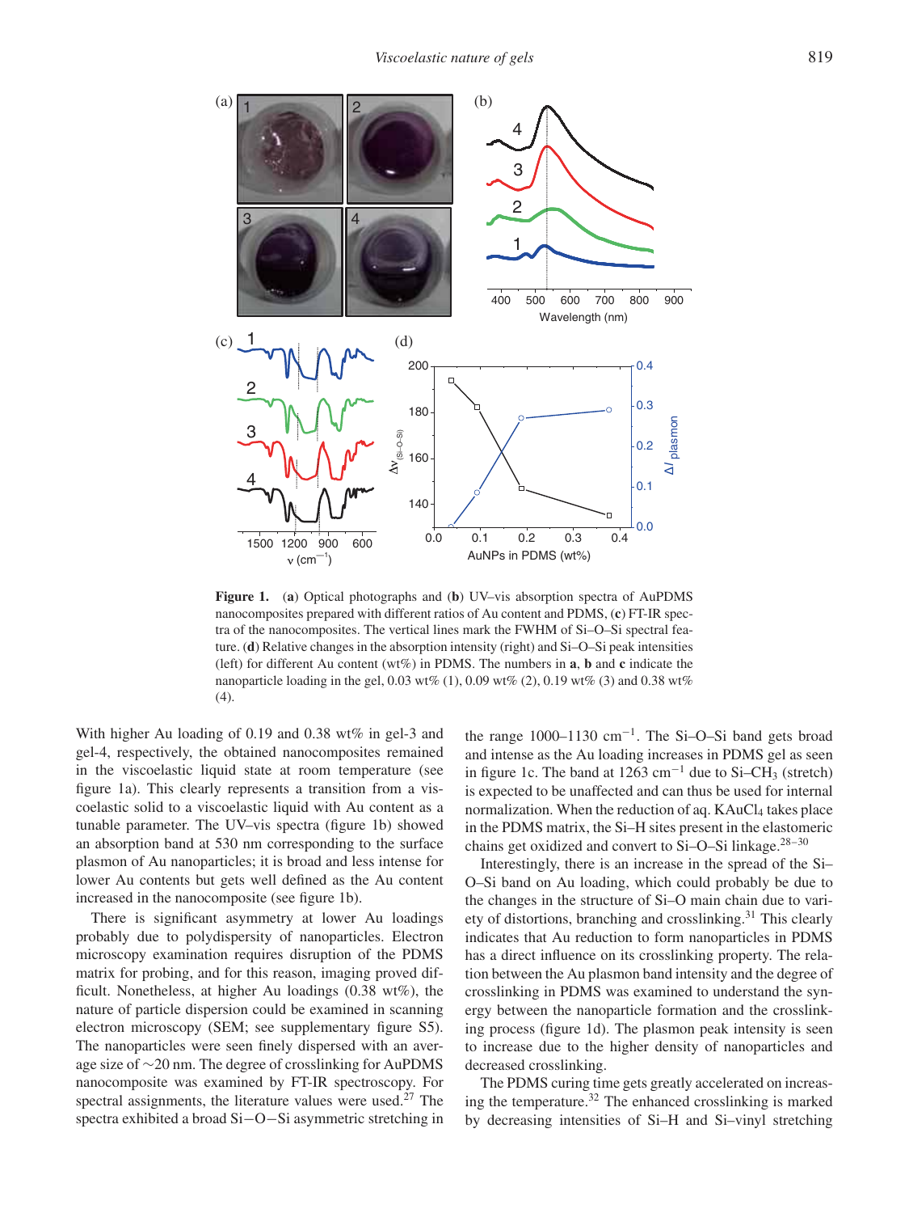**Figure 1.** (**a**) Optical photographs and (**b**) UV–vis absorption spectra of AuPDMS nanocomposites prepared with different ratios of Au content and PDMS, (**c**) FT-IR spectra of the nanocomposites. The vertical lines mark the FWHM of Si–O–Si spectral feature. (**d**) Relative changes in the absorption intensity (right) and Si–O–Si peak intensities (left) for different Au content (wt%) in PDMS. The numbers in **a**, **b** and **c** indicate the nanoparticle loading in the gel, 0.03 wt% (1), 0.09 wt% (2), 0.19 wt% (3) and 0.38 wt% (4).

With higher Au loading of 0.19 and 0.38 wt% in gel-3 and gel-4, respectively, the obtained nanocomposites remained in the viscoelastic liquid state at room temperature (see figure 1a). This clearly represents a transition from a viscoelastic solid to a viscoelastic liquid with Au content as a tunable parameter. The UV–vis spectra (figure 1b) showed an absorption band at 530 nm corresponding to the surface plasmon of Au nanoparticles; it is broad and less intense for lower Au contents but gets well defined as the Au content increased in the nanocomposite (see figure 1b).

There is significant asymmetry at lower Au loadings probably due to polydispersity of nanoparticles. Electron microscopy examination requires disruption of the PDMS matrix for probing, and for this reason, imaging proved difficult. Nonetheless, at higher Au loadings (0.38 wt%), the nature of particle dispersion could be examined in scanning electron microscopy (SEM; see supplementary figure S5). The nanoparticles were seen finely dispersed with an average size of ∼20 nm. The degree of crosslinking for AuPDMS nanocomposite was examined by FT-IR spectroscopy. For spectral assignments, the literature values were used.[27] The spectra exhibited a broad Si−O−Si asymmetric stretching in the range 1000–1130 $cm^{-1}$. The Si–O–Si band gets broad and intense as the Au loading increases in PDMS gel as seen in figure 1c. The band at 1263 $cm^{-1}$ due to Si–$CH_3$ (stretch) is expected to be unaffected and can thus be used for internal normalization. When the reduction of aq. $KAuCl_4$ takes place in the PDMS matrix, the Si–H sites present in the elastomeric chains get oxidized and convert to Si–O–Si linkage.[28–30]

Interestingly, there is an increase in the spread of the Si–O–Si band on Au loading, which could probably be due to the changes in the structure of Si–O main chain due to variety of distortions, branching and crosslinking.[31] This clearly indicates that Au reduction to form nanoparticles in PDMS has a direct influence on its crosslinking property. The relation between the Au plasmon band intensity and the degree of crosslinking in PDMS was examined to understand the synergy between the nanoparticle formation and the crosslinking process (figure 1d). The plasmon peak intensity is seen to increase due to the higher density of nanoparticles and decreased crosslinking.

The PDMS curing time gets greatly accelerated on increasing the temperature.[32] The enhanced crosslinking is marked by decreasing intensities of Si–H and Si–vinyl stretching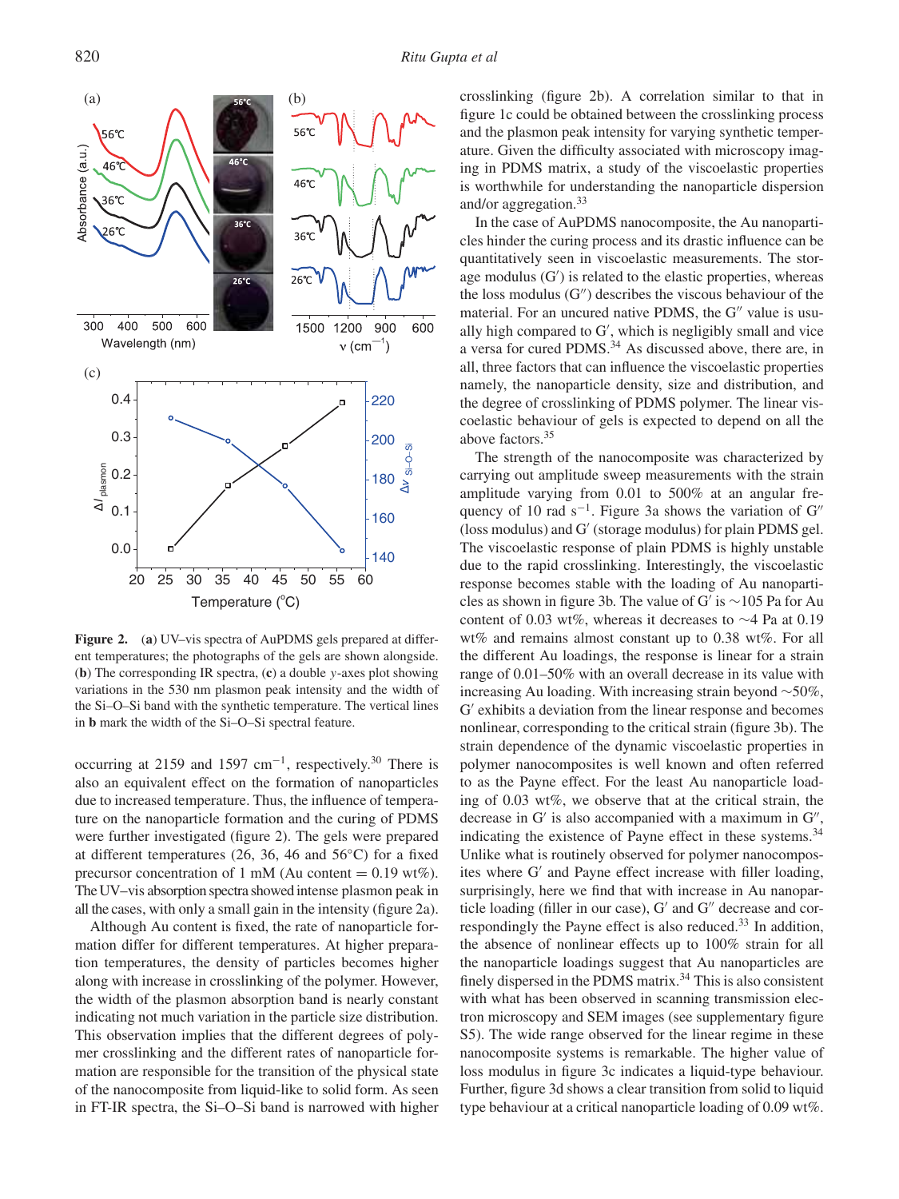**Figure 2.** (**a**) UV–vis spectra of AuPDMS gels prepared at different temperatures; the photographs of the gels are shown alongside. (**b**) The corresponding IR spectra, (**c**) a double *y*-axes plot showing variations in the 530 nm plasmon peak intensity and the width of the Si–O–Si band with the synthetic temperature. The vertical lines in **b** mark the width of the Si–O–Si spectral feature.

occurring at 2159 and 1597 cm$^{-1}$, respectively.[30] There is also an equivalent effect on the formation of nanoparticles due to increased temperature. Thus, the influence of temperature on the nanoparticle formation and the curing of PDMS were further investigated (figure 2). The gels were prepared at different temperatures (26, 36, 46 and 56°C) for a fixed precursor concentration of 1 mM (Au content = 0.19 wt%). The UV–vis absorption spectra showed intense plasmon peak in all the cases, with only a small gain in the intensity (figure 2a).

Although Au content is fixed, the rate of nanoparticle formation differ for different temperatures. At higher preparation temperatures, the density of particles becomes higher along with increase in crosslinking of the polymer. However, the width of the plasmon absorption band is nearly constant indicating not much variation in the particle size distribution. This observation implies that the different degrees of polymer crosslinking and the different rates of nanoparticle formation are responsible for the transition of the physical state of the nanocomposite from liquid-like to solid form. As seen in FT-IR spectra, the Si–O–Si band is narrowed with higher crosslinking (figure 2b). A correlation similar to that in figure 1c could be obtained between the crosslinking process and the plasmon peak intensity for varying synthetic temperature. Given the difficulty associated with microscopy imaging in PDMS matrix, a study of the viscoelastic properties is worthwhile for understanding the nanoparticle dispersion and/or aggregation.[33]

In the case of AuPDMS nanocomposite, the Au nanoparticles hinder the curing process and its drastic influence can be quantitatively seen in viscoelastic measurements. The storage modulus (G′) is related to the elastic properties, whereas the loss modulus (G″) describes the viscous behaviour of the material. For an uncured native PDMS, the G″ value is usually high compared to G′, which is negligibly small and vice a versa for cured PDMS.[34] As discussed above, there are, in all, three factors that can influence the viscoelastic properties namely, the nanoparticle density, size and distribution, and the degree of crosslinking of PDMS polymer. The linear viscoelastic behaviour of gels is expected to depend on all the above factors.[35]

The strength of the nanocomposite was characterized by carrying out amplitude sweep measurements with the strain amplitude varying from 0.01 to 500% at an angular frequency of 10 rad s$^{-1}$. Figure 3a shows the variation of G″ (loss modulus) and G′ (storage modulus) for plain PDMS gel. The viscoelastic response of plain PDMS is highly unstable due to the rapid crosslinking. Interestingly, the viscoelastic response becomes stable with the loading of Au nanoparticles as shown in figure 3b. The value of G′ is ~105 Pa for Au content of 0.03 wt%, whereas it decreases to ~4 Pa at 0.19 wt% and remains almost constant up to 0.38 wt%. For all the different Au loadings, the response is linear for a strain range of 0.01–50% with an overall decrease in its value with increasing Au loading. With increasing strain beyond ~50%, G′ exhibits a deviation from the linear response and becomes nonlinear, corresponding to the critical strain (figure 3b). The strain dependence of the dynamic viscoelastic properties in polymer nanocomposites is well known and often referred to as the Payne effect. For the least Au nanoparticle loading of 0.03 wt%, we observe that at the critical strain, the decrease in G′ is also accompanied with a maximum in G″, indicating the existence of Payne effect in these systems.[34] Unlike what is routinely observed for polymer nanocomposites where G′ and Payne effect increase with filler loading, surprisingly, here we find that with increase in Au nanoparticle loading (filler in our case), G′ and G″ decrease and correspondingly the Payne effect is also reduced.[33] In addition, the absence of nonlinear effects up to 100% strain for all the nanoparticle loadings suggest that Au nanoparticles are finely dispersed in the PDMS matrix.[34] This is also consistent with what has been observed in scanning transmission electron microscopy and SEM images (see supplementary figure S5). The wide range observed for the linear regime in these nanocomposite systems is remarkable. The higher value of loss modulus in figure 3c indicates a liquid-type behaviour. Further, figure 3d shows a clear transition from solid to liquid type behaviour at a critical nanoparticle loading of 0.09 wt%.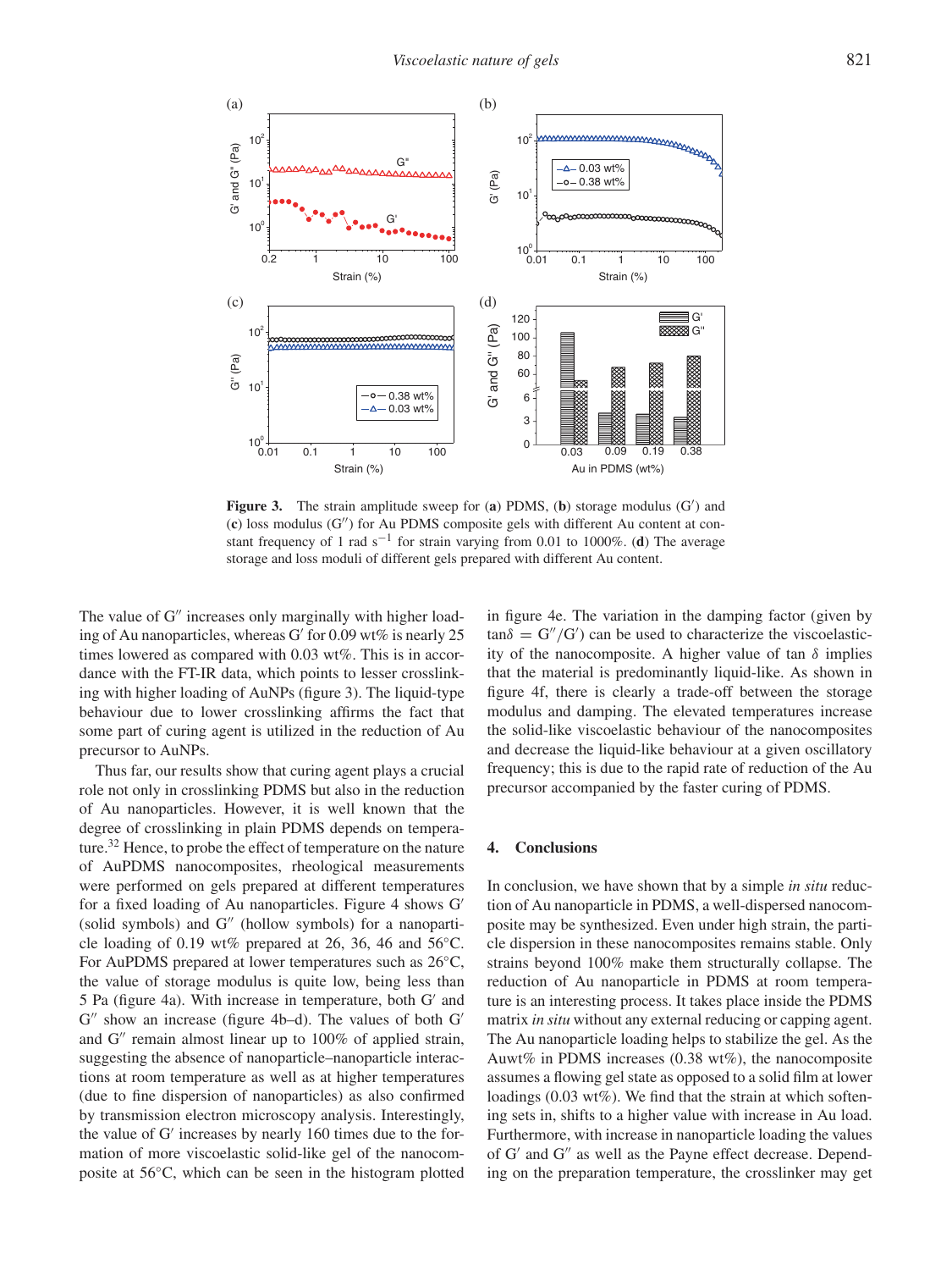**Figure 3.** The strain amplitude sweep for (**a**) PDMS, (**b**) storage modulus (G′) and (**c**) loss modulus (G″) for Au PDMS composite gels with different Au content at constant frequency of 1 rad $s^{-1}$ for strain varying from 0.01 to 1000%. (**d**) The average storage and loss moduli of different gels prepared with different Au content.

The value of G″ increases only marginally with higher loading of Au nanoparticles, whereas G′ for 0.09 wt% is nearly 25 times lowered as compared with 0.03 wt%. This is in accordance with the FT-IR data, which points to lesser crosslinking with higher loading of AuNPs (figure 3). The liquid-type behaviour due to lower crosslinking affirms the fact that some part of curing agent is utilized in the reduction of Au precursor to AuNPs.

Thus far, our results show that curing agent plays a crucial role not only in crosslinking PDMS but also in the reduction of Au nanoparticles. However, it is well known that the degree of crosslinking in plain PDMS depends on temperature.[32] Hence, to probe the effect of temperature on the nature of AuPDMS nanocomposites, rheological measurements were performed on gels prepared at different temperatures for a fixed loading of Au nanoparticles. Figure 4 shows G′ (solid symbols) and G″ (hollow symbols) for a nanoparticle loading of 0.19 wt% prepared at 26, 36, 46 and 56°C. For AuPDMS prepared at lower temperatures such as 26°C, the value of storage modulus is quite low, being less than 5 Pa (figure 4a). With increase in temperature, both G′ and G″ show an increase (figure 4b–d). The values of both G′ and G″ remain almost linear up to 100% of applied strain, suggesting the absence of nanoparticle–nanoparticle interactions at room temperature as well as at higher temperatures (due to fine dispersion of nanoparticles) as also confirmed by transmission electron microscopy analysis. Interestingly, the value of G′ increases by nearly 160 times due to the formation of more viscoelastic solid-like gel of the nanocomposite at 56°C, which can be seen in the histogram plotted in figure 4e. The variation in the damping factor (given by $\tan\delta = G''/G'$) can be used to characterize the viscoelasticity of the nanocomposite. A higher value of tan $\delta$ implies that the material is predominantly liquid-like. As shown in figure 4f, there is clearly a trade-off between the storage modulus and damping. The elevated temperatures increase the solid-like viscoelastic behaviour of the nanocomposites and decrease the liquid-like behaviour at a given oscillatory frequency; this is due to the rapid rate of reduction of the Au precursor accompanied by the faster curing of PDMS.

## 4. Conclusions

In conclusion, we have shown that by a simple *in situ* reduction of Au nanoparticle in PDMS, a well-dispersed nanocomposite may be synthesized. Even under high strain, the particle dispersion in these nanocomposites remains stable. Only strains beyond 100% make them structurally collapse. The reduction of Au nanoparticle in PDMS at room temperature is an interesting process. It takes place inside the PDMS matrix *in situ* without any external reducing or capping agent. The Au nanoparticle loading helps to stabilize the gel. As the Auwt% in PDMS increases (0.38 wt%), the nanocomposite assumes a flowing gel state as opposed to a solid film at lower loadings (0.03 wt%). We find that the strain at which softening sets in, shifts to a higher value with increase in Au load. Furthermore, with increase in nanoparticle loading the values of G′ and G″ as well as the Payne effect decrease. Depending on the preparation temperature, the crosslinker may get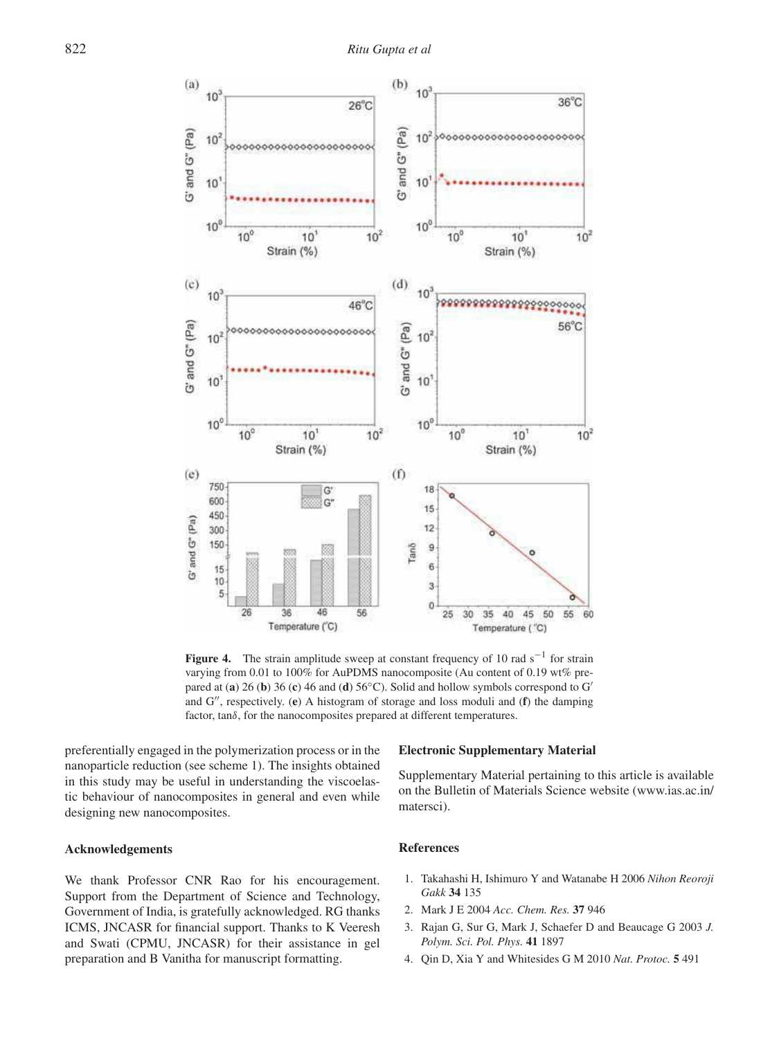**Figure 4.** The strain amplitude sweep at constant frequency of 10 rad $s^{-1}$ for strain varying from 0.01 to 100% for AuPDMS nanocomposite (Au content of 0.19 wt% prepared at (**a**) 26 (**b**) 36 (**c**) 46 and (**d**) 56°C). Solid and hollow symbols correspond to G′ and G″, respectively. (**e**) A histogram of storage and loss moduli and (**f**) the damping factor, tan$\delta$, for the nanocomposites prepared at different temperatures.

preferentially engaged in the polymerization process or in the nanoparticle reduction (see scheme 1). The insights obtained in this study may be useful in understanding the viscoelastic behaviour of nanocomposites in general and even while designing new nanocomposites.

## Acknowledgements

We thank Professor CNR Rao for his encouragement. Support from the Department of Science and Technology, Government of India, is gratefully acknowledged. RG thanks ICMS, JNCASR for financial support. Thanks to K Veeresh and Swati (CPMU, JNCASR) for their assistance in gel preparation and B Vanitha for manuscript formatting.

## Electronic Supplementary Material

Supplementary Material pertaining to this article is available on the Bulletin of Materials Science website (www.ias.ac.in/matersci).

## References

1. Takahashi H, Ishimuro Y and Watanabe H 2006 *Nihon Reoroji Gakk* **34** 135
2. Mark J E 2004 *Acc. Chem. Res.* **37** 946
3. Rajan G, Sur G, Mark J, Schaefer D and Beaucage G 2003 *J. Polym. Sci. Pol. Phys.* **41** 1897
4. Qin D, Xia Y and Whitesides G M 2010 *Nat. Protoc.* **5** 491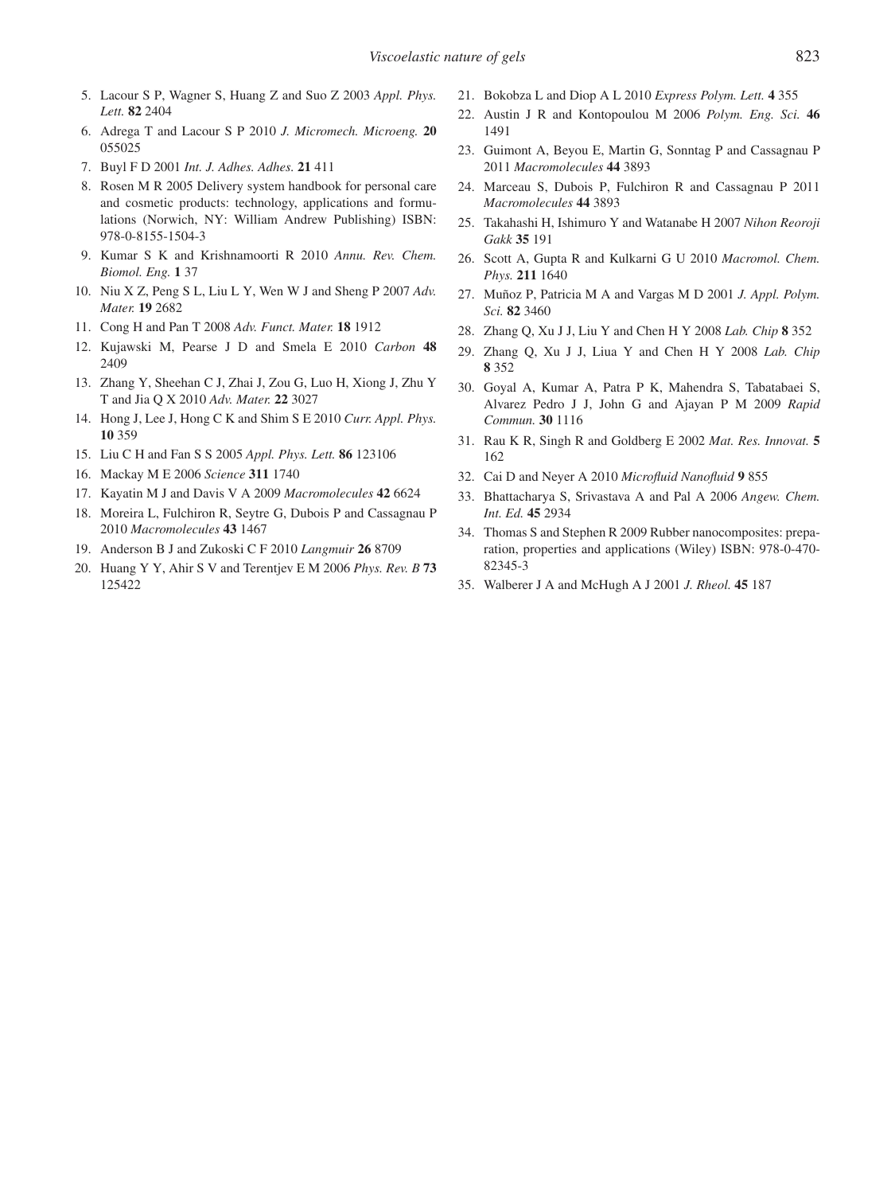5. Lacour S P, Wagner S, Huang Z and Suo Z 2003 *Appl. Phys. Lett.* **82** 2404
6. Adrega T and Lacour S P 2010 *J. Micromech. Microeng.* **20** 055025
7. Buyl F D 2001 *Int. J. Adhes. Adhes.* **21** 411
8. Rosen M R 2005 Delivery system handbook for personal care and cosmetic products: technology, applications and formulations (Norwich, NY: William Andrew Publishing) ISBN: 978-0-8155-1504-3
9. Kumar S K and Krishnamoorti R 2010 *Annu. Rev. Chem. Biomol. Eng.* **1** 37
10. Niu X Z, Peng S L, Liu L Y, Wen W J and Sheng P 2007 *Adv. Mater.* **19** 2682
11. Cong H and Pan T 2008 *Adv. Funct. Mater.* **18** 1912
12. Kujawski M, Pearse J D and Smela E 2010 *Carbon* **48** 2409
13. Zhang Y, Sheehan C J, Zhai J, Zou G, Luo H, Xiong J, Zhu Y T and Jia Q X 2010 *Adv. Mater.* **22** 3027
14. Hong J, Lee J, Hong C K and Shim S E 2010 *Curr. Appl. Phys.* **10** 359
15. Liu C H and Fan S S 2005 *Appl. Phys. Lett.* **86** 123106
16. Mackay M E 2006 *Science* **311** 1740
17. Kayatin M J and Davis V A 2009 *Macromolecules* **42** 6624
18. Moreira L, Fulchiron R, Seytre G, Dubois P and Cassagnau P 2010 *Macromolecules* **43** 1467
19. Anderson B J and Zukoski C F 2010 *Langmuir* **26** 8709
20. Huang Y Y, Ahir S V and Terentjev E M 2006 *Phys. Rev. B* **73** 125422
21. Bokobza L and Diop A L 2010 *Express Polym. Lett.* **4** 355
22. Austin J R and Kontopoulou M 2006 *Polym. Eng. Sci.* **46** 1491
23. Guimont A, Beyou E, Martin G, Sonntag P and Cassagnau P 2011 *Macromolecules* **44** 3893
24. Marceau S, Dubois P, Fulchiron R and Cassagnau P 2011 *Macromolecules* **44** 3893
25. Takahashi H, Ishimuro Y and Watanabe H 2007 *Nihon Reoroji Gakk* **35** 191
26. Scott A, Gupta R and Kulkarni G U 2010 *Macromol. Chem. Phys.* **211** 1640
27. Muñoz P, Patricia M A and Vargas M D 2001 *J. Appl. Polym. Sci.* **82** 3460
28. Zhang Q, Xu J J, Liu Y and Chen H Y 2008 *Lab. Chip* **8** 352
29. Zhang Q, Xu J J, Liua Y and Chen H Y 2008 *Lab. Chip* **8** 352
30. Goyal A, Kumar A, Patra P K, Mahendra S, Tabatabaei S, Alvarez Pedro J J, John G and Ajayan P M 2009 *Rapid Commun.* **30** 1116
31. Rau K R, Singh R and Goldberg E 2002 *Mat. Res. Innovat.* **5** 162
32. Cai D and Neyer A 2010 *Microfluid Nanofluid* **9** 855
33. Bhattacharya S, Srivastava A and Pal A 2006 *Angew. Chem. Int. Ed.* **45** 2934
34. Thomas S and Stephen R 2009 Rubber nanocomposites: preparation, properties and applications (Wiley) ISBN: 978-0-470-82345-3
35. Walberer J A and McHugh A J 2001 *J. Rheol.* **45** 187